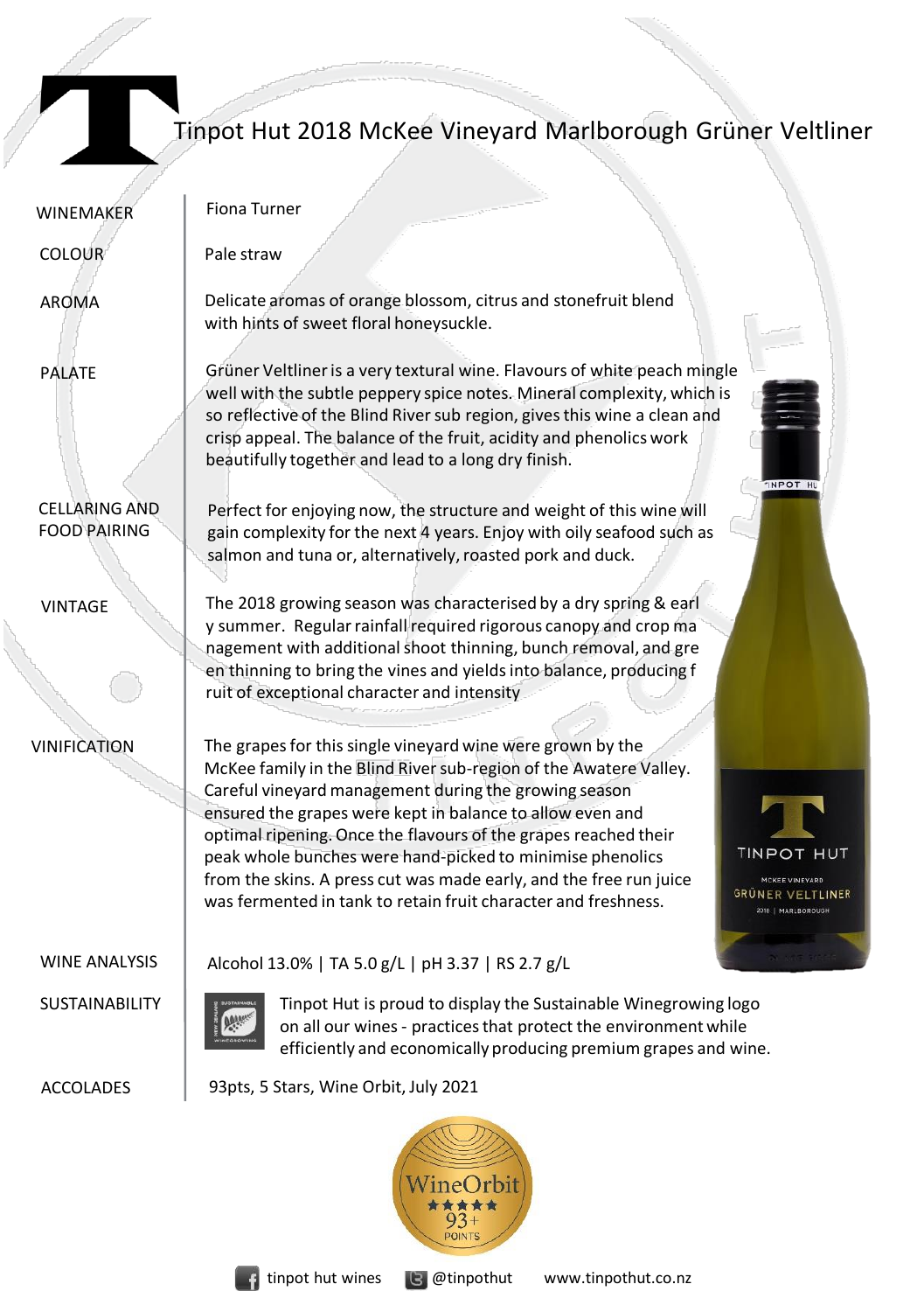# Tinpot Hut 2018 McKee Vineyard Marlborough Grüner Veltliner

| | |
|---|---|
| WINEMAKER | Fiona Turner |
| COLOUR | Pale straw |
| AROMA | Delicate aromas of orange blossom, citrus and stonefruit blend with hints of sweet floral honeysuckle. |
| PALATE | Grüner Veltliner is a very textural wine. Flavours of white peach mingle well with the subtle peppery spice notes. Mineral complexity, which is so reflective of the Blind River sub region, gives this wine a clean and crisp appeal. The balance of the fruit, acidity and phenolics work beautifully together and lead to a long dry finish. |
| CELLARING AND FOOD PAIRING | Perfect for enjoying now, the structure and weight of this wine will gain complexity for the next 4 years. Enjoy with oily seafood such as salmon and tuna or, alternatively, roasted pork and duck. |
| VINTAGE | The 2018 growing season was characterised by a dry spring & early summer. Regular rainfall required rigorous canopy and crop management with additional shoot thinning, bunch removal, and green thinning to bring the vines and yields into balance, producing fruit of exceptional character and intensity |
| VINIFICATION | The grapes for this single vineyard wine were grown by the McKee family in the Blind River sub-region of the Awatere Valley. Careful vineyard management during the growing season ensured the grapes were kept in balance to allow even and optimal ripening. Once the flavours of the grapes reached their peak whole bunches were hand-picked to minimise phenolics from the skins. A press cut was made early, and the free run juice was fermented in tank to retain fruit character and freshness. |
| WINE ANALYSIS | Alcohol 13.0% \| TA 5.0 g/L \| pH 3.37 \| RS 2.7 g/L |
| SUSTAINABILITY | Tinpot Hut is proud to display the Sustainable Winegrowing logo on all our wines - practices that protect the environment while efficiently and economically producing premium grapes and wine. |
| ACCOLADES | 93pts, 5 Stars, Wine Orbit, July 2021 |

tinpot hut wines | @tinpothut | www.tinpothut.co.nz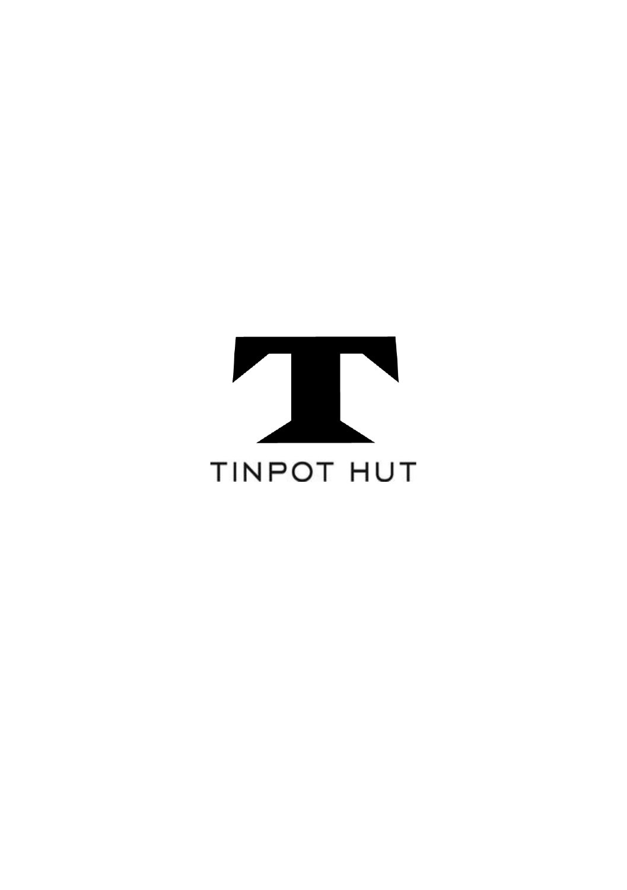TINPOT HUT